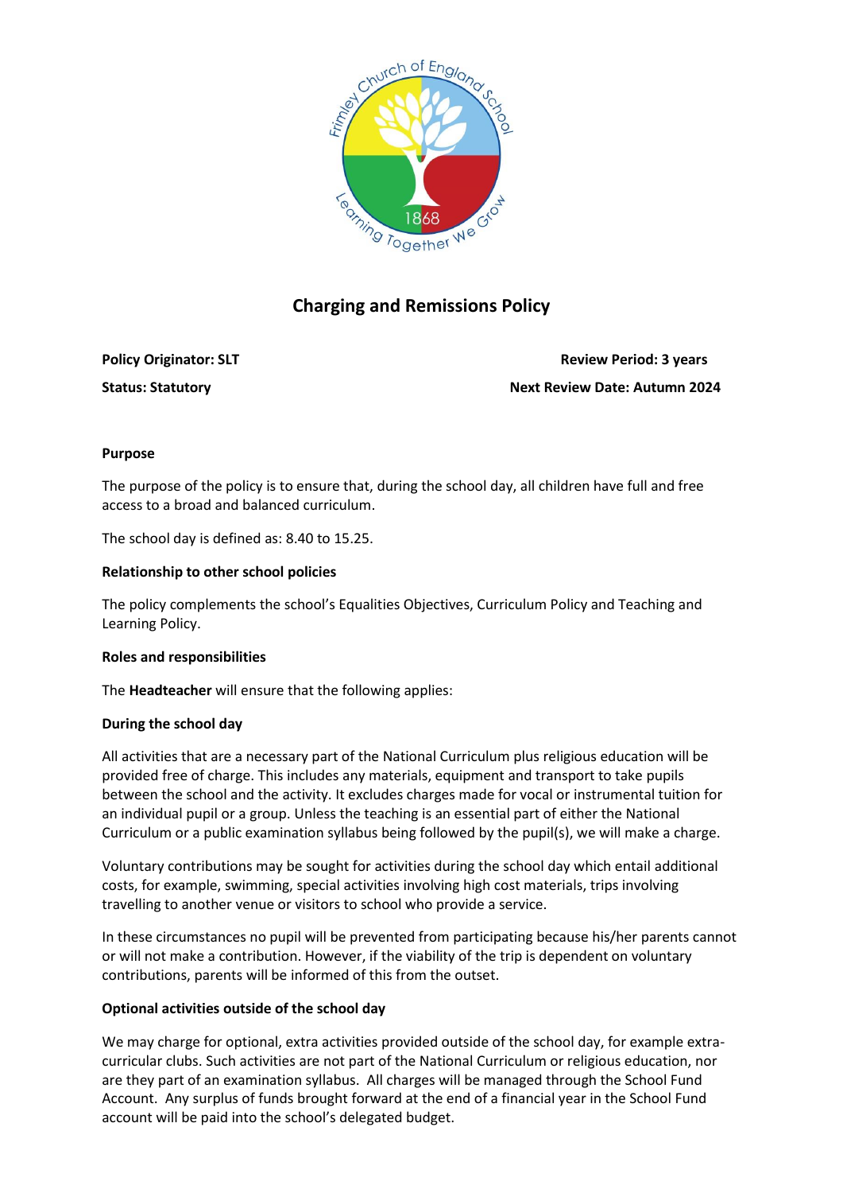# Charging and Remissions Policy

**Policy Originator: SLT** **Review Period: 3 years**

**Status: Statutory** **Next Review Date: Autumn 2024**

**Purpose**

The purpose of the policy is to ensure that, during the school day, all children have full and free access to a broad and balanced curriculum.

The school day is defined as: 8.40 to 15.25.

**Relationship to other school policies**

The policy complements the school's Equalities Objectives, Curriculum Policy and Teaching and Learning Policy.

**Roles and responsibilities**

The **Headteacher** will ensure that the following applies:

**During the school day**

All activities that are a necessary part of the National Curriculum plus religious education will be provided free of charge. This includes any materials, equipment and transport to take pupils between the school and the activity. It excludes charges made for vocal or instrumental tuition for an individual pupil or a group. Unless the teaching is an essential part of either the National Curriculum or a public examination syllabus being followed by the pupil(s), we will make a charge.

Voluntary contributions may be sought for activities during the school day which entail additional costs, for example, swimming, special activities involving high cost materials, trips involving travelling to another venue or visitors to school who provide a service.

In these circumstances no pupil will be prevented from participating because his/her parents cannot or will not make a contribution. However, if the viability of the trip is dependent on voluntary contributions, parents will be informed of this from the outset.

**Optional activities outside of the school day**

We may charge for optional, extra activities provided outside of the school day, for example extra-curricular clubs. Such activities are not part of the National Curriculum or religious education, nor are they part of an examination syllabus. All charges will be managed through the School Fund Account. Any surplus of funds brought forward at the end of a financial year in the School Fund account will be paid into the school's delegated budget.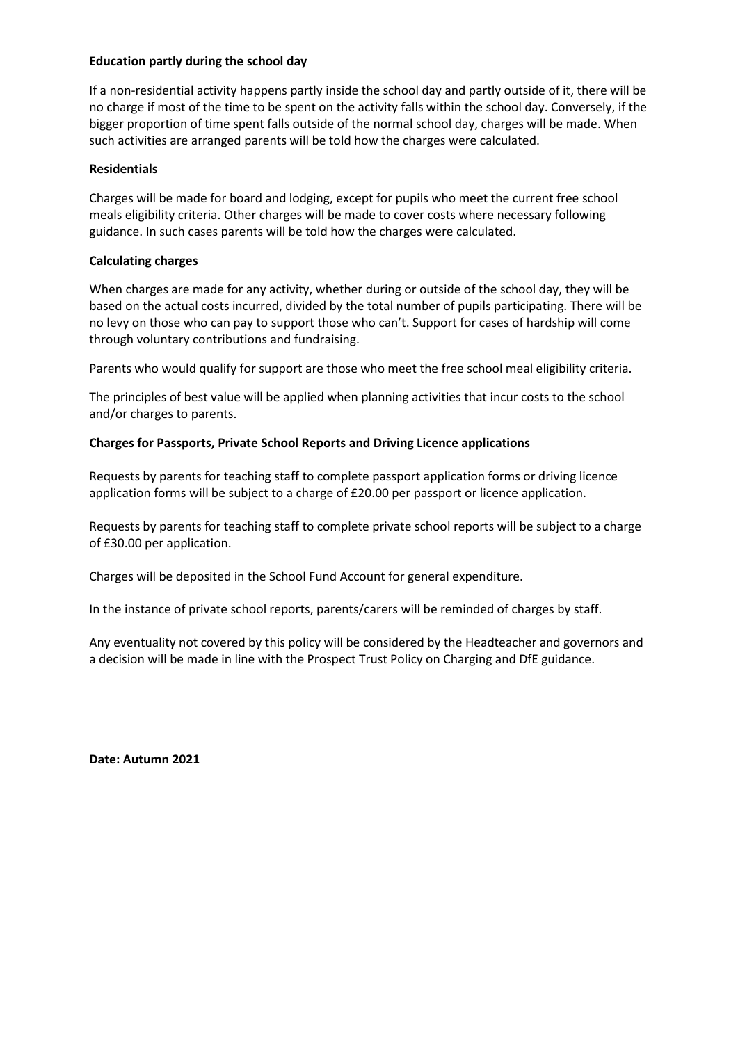**Education partly during the school day**

If a non-residential activity happens partly inside the school day and partly outside of it, there will be no charge if most of the time to be spent on the activity falls within the school day. Conversely, if the bigger proportion of time spent falls outside of the normal school day, charges will be made. When such activities are arranged parents will be told how the charges were calculated.

**Residentials**

Charges will be made for board and lodging, except for pupils who meet the current free school meals eligibility criteria. Other charges will be made to cover costs where necessary following guidance. In such cases parents will be told how the charges were calculated.

**Calculating charges**

When charges are made for any activity, whether during or outside of the school day, they will be based on the actual costs incurred, divided by the total number of pupils participating. There will be no levy on those who can pay to support those who can't. Support for cases of hardship will come through voluntary contributions and fundraising.

Parents who would qualify for support are those who meet the free school meal eligibility criteria.

The principles of best value will be applied when planning activities that incur costs to the school and/or charges to parents.

**Charges for Passports, Private School Reports and Driving Licence applications**

Requests by parents for teaching staff to complete passport application forms or driving licence application forms will be subject to a charge of £20.00 per passport or licence application.

Requests by parents for teaching staff to complete private school reports will be subject to a charge of £30.00 per application.

Charges will be deposited in the School Fund Account for general expenditure.

In the instance of private school reports, parents/carers will be reminded of charges by staff.

Any eventuality not covered by this policy will be considered by the Headteacher and governors and a decision will be made in line with the Prospect Trust Policy on Charging and DfE guidance.

**Date: Autumn 2021**